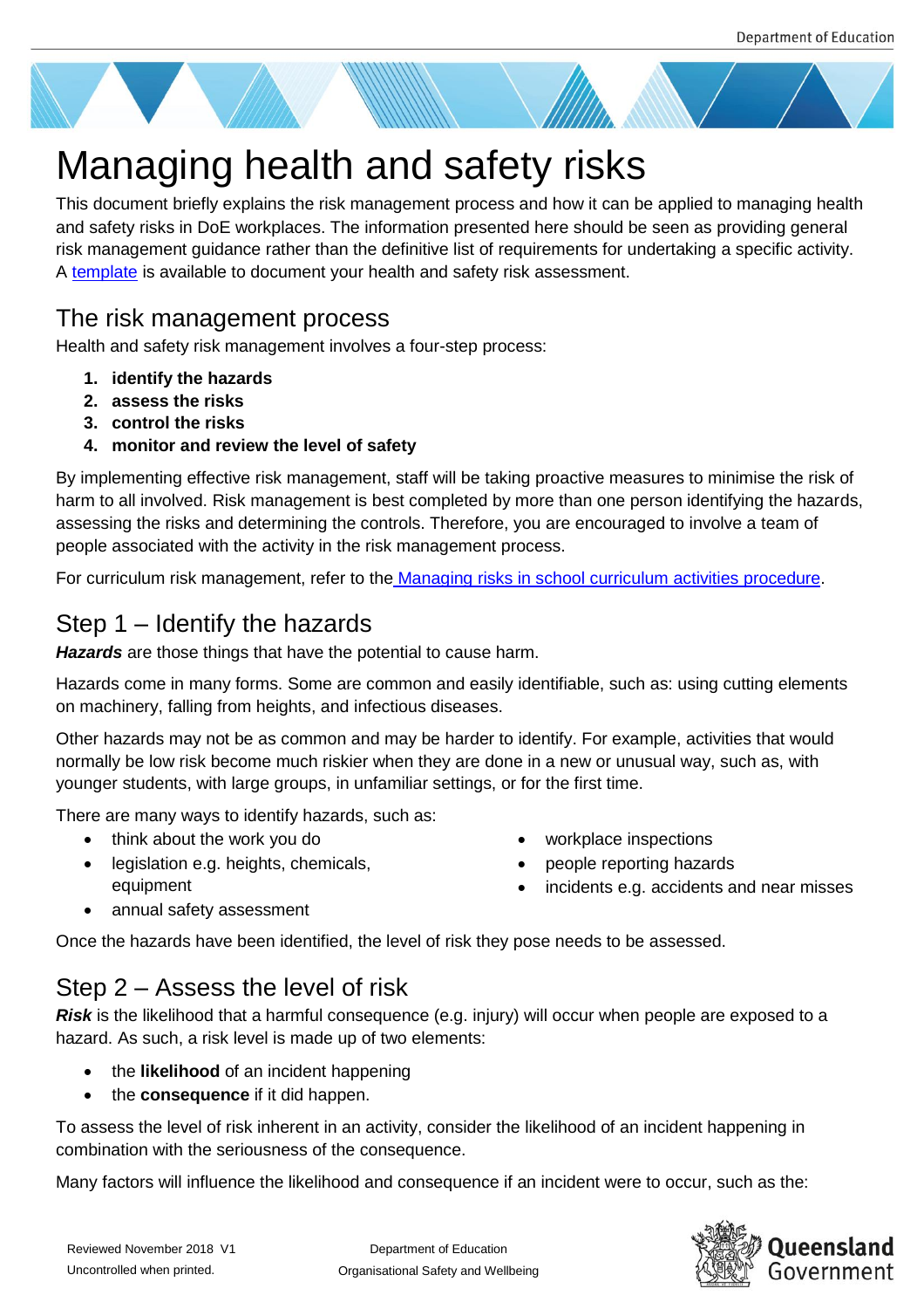# Managing health and safety risks

This document briefly explains the risk management process and how it can be applied to managing health and safety risks in DoE workplaces. The information presented here should be seen as providing general risk management guidance rather than the definitive list of requirements for undertaking a specific activity. A template is available to document your health and safety risk assessment.

## The risk management process

Health and safety risk management involves a four-step process:

1. **identify the hazards**
2. **assess the risks**
3. **control the risks**
4. **monitor and review the level of safety**

By implementing effective risk management, staff will be taking proactive measures to minimise the risk of harm to all involved. Risk management is best completed by more than one person identifying the hazards, assessing the risks and determining the controls. Therefore, you are encouraged to involve a team of people associated with the activity in the risk management process.

For curriculum risk management, refer to the Managing risks in school curriculum activities procedure.

## Step 1 – Identify the hazards

***Hazards*** are those things that have the potential to cause harm.

Hazards come in many forms. Some are common and easily identifiable, such as: using cutting elements on machinery, falling from heights, and infectious diseases.

Other hazards may not be as common and may be harder to identify. For example, activities that would normally be low risk become much riskier when they are done in a new or unusual way, such as, with younger students, with large groups, in unfamiliar settings, or for the first time.

There are many ways to identify hazards, such as:

- think about the work you do
- legislation e.g. heights, chemicals, equipment
- annual safety assessment
- workplace inspections
- people reporting hazards
- incidents e.g. accidents and near misses

Once the hazards have been identified, the level of risk they pose needs to be assessed.

## Step 2 – Assess the level of risk

***Risk*** is the likelihood that a harmful consequence (e.g. injury) will occur when people are exposed to a hazard. As such, a risk level is made up of two elements:

- the **likelihood** of an incident happening
- the **consequence** if it did happen.

To assess the level of risk inherent in an activity, consider the likelihood of an incident happening in combination with the seriousness of the consequence.

Many factors will influence the likelihood and consequence if an incident were to occur, such as the: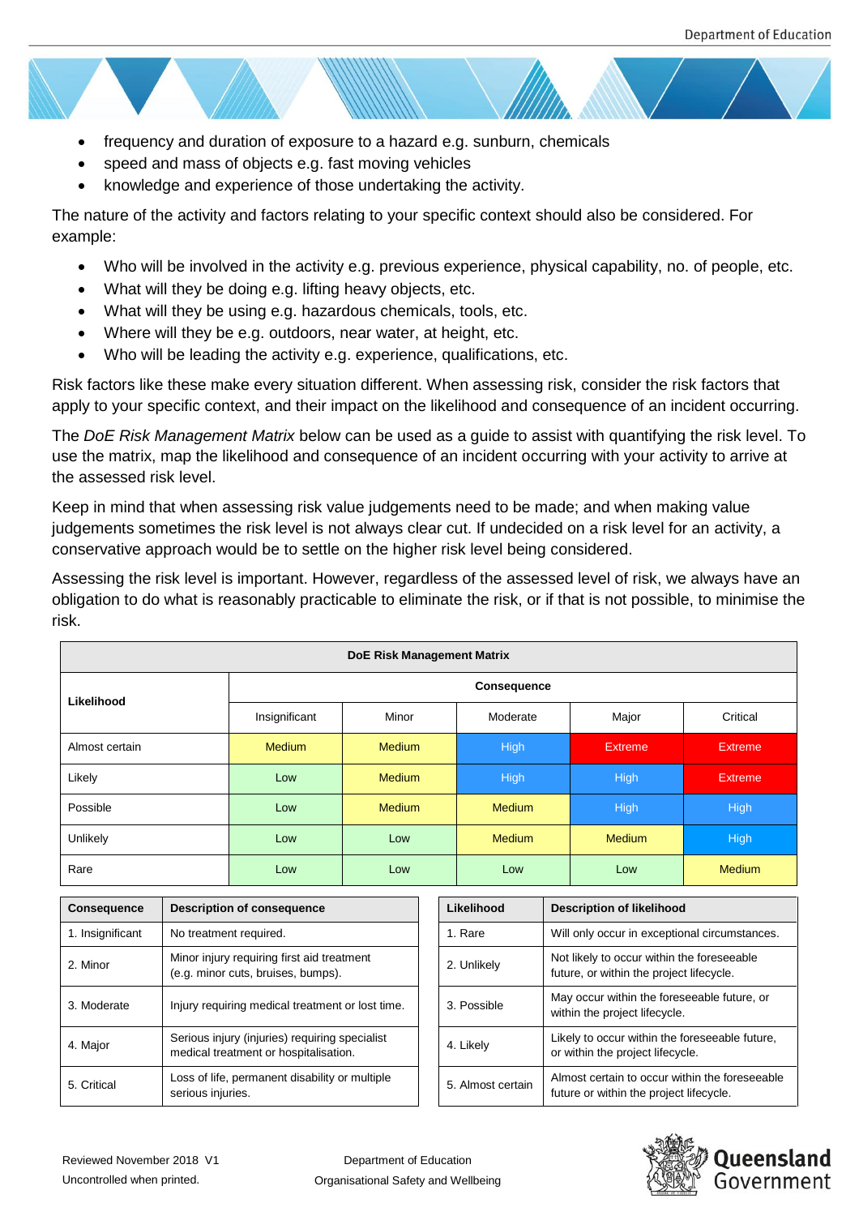- frequency and duration of exposure to a hazard e.g. sunburn, chemicals
- speed and mass of objects e.g. fast moving vehicles
- knowledge and experience of those undertaking the activity.

The nature of the activity and factors relating to your specific context should also be considered. For example:

- Who will be involved in the activity e.g. previous experience, physical capability, no. of people, etc.
- What will they be doing e.g. lifting heavy objects, etc.
- What will they be using e.g. hazardous chemicals, tools, etc.
- Where will they be e.g. outdoors, near water, at height, etc.
- Who will be leading the activity e.g. experience, qualifications, etc.

Risk factors like these make every situation different. When assessing risk, consider the risk factors that apply to your specific context, and their impact on the likelihood and consequence of an incident occurring.

The *DoE Risk Management Matrix* below can be used as a guide to assist with quantifying the risk level. To use the matrix, map the likelihood and consequence of an incident occurring with your activity to arrive at the assessed risk level.

Keep in mind that when assessing risk value judgements need to be made; and when making value judgements sometimes the risk level is not always clear cut. If undecided on a risk level for an activity, a conservative approach would be to settle on the higher risk level being considered.

Assessing the risk level is important. However, regardless of the assessed level of risk, we always have an obligation to do what is reasonably practicable to eliminate the risk, or if that is not possible, to minimise the risk.

| **DoE Risk Management Matrix** | | | | | |
|---|---|---|---|---|---|
| **Likelihood** | **Consequence** | | | | |
| | Insignificant | Minor | Moderate | Major | Critical |
| Almost certain | Medium | Medium | High | Extreme | Extreme |
| Likely | Low | Medium | High | High | Extreme |
| Possible | Low | Medium | Medium | High | High |
| Unlikely | Low | Low | Medium | Medium | High |
| Rare | Low | Low | Low | Low | Medium |

| **Consequence** | **Description of consequence** |
|---|---|
| 1. Insignificant | No treatment required. |
| 2. Minor | Minor injury requiring first aid treatment (e.g. minor cuts, bruises, bumps). |
| 3. Moderate | Injury requiring medical treatment or lost time. |
| 4. Major | Serious injury (injuries) requiring specialist medical treatment or hospitalisation. |
| 5. Critical | Loss of life, permanent disability or multiple serious injuries. |

| **Likelihood** | **Description of likelihood** |
|---|---|
| 1. Rare | Will only occur in exceptional circumstances. |
| 2. Unlikely | Not likely to occur within the foreseeable future, or within the project lifecycle. |
| 3. Possible | May occur within the foreseeable future, or within the project lifecycle. |
| 4. Likely | Likely to occur within the foreseeable future, or within the project lifecycle. |
| 5. Almost certain | Almost certain to occur within the foreseeable future or within the project lifecycle. |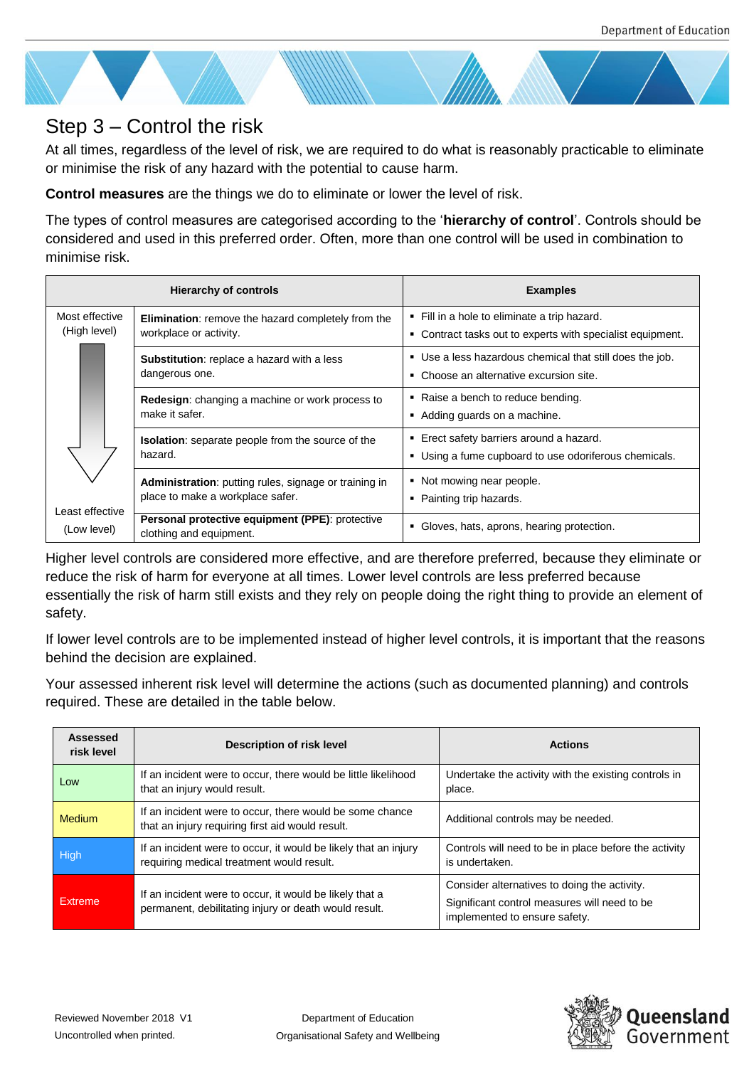## Step 3 – Control the risk

At all times, regardless of the level of risk, we are required to do what is reasonably practicable to eliminate or minimise the risk of any hazard with the potential to cause harm.

**Control measures** are the things we do to eliminate or lower the level of risk.

The types of control measures are categorised according to the '**hierarchy of control**'. Controls should be considered and used in this preferred order. Often, more than one control will be used in combination to minimise risk.

| Hierarchy of controls | | Examples |
|---|---|---|
| Most effective (High level) | **Elimination**: remove the hazard completely from the workplace or activity. | ▪ Fill in a hole to eliminate a trip hazard.<br>▪ Contract tasks out to experts with specialist equipment. |
| | **Substitution**: replace a hazard with a less dangerous one. | ▪ Use a less hazardous chemical that still does the job.<br>▪ Choose an alternative excursion site. |
| | **Redesign**: changing a machine or work process to make it safer. | ▪ Raise a bench to reduce bending.<br>▪ Adding guards on a machine. |
| | **Isolation**: separate people from the source of the hazard. | ▪ Erect safety barriers around a hazard.<br>▪ Using a fume cupboard to use odoriferous chemicals. |
| | **Administration**: putting rules, signage or training in place to make a workplace safer. | ▪ Not mowing near people.<br>▪ Painting trip hazards. |
| Least effective (Low level) | **Personal protective equipment (PPE)**: protective clothing and equipment. | ▪ Gloves, hats, aprons, hearing protection. |

Higher level controls are considered more effective, and are therefore preferred, because they eliminate or reduce the risk of harm for everyone at all times. Lower level controls are less preferred because essentially the risk of harm still exists and they rely on people doing the right thing to provide an element of safety.

If lower level controls are to be implemented instead of higher level controls, it is important that the reasons behind the decision are explained.

Your assessed inherent risk level will determine the actions (such as documented planning) and controls required. These are detailed in the table below.

| Assessed risk level | Description of risk level | Actions |
|---|---|---|
| Low | If an incident were to occur, there would be little likelihood that an injury would result. | Undertake the activity with the existing controls in place. |
| Medium | If an incident were to occur, there would be some chance that an injury requiring first aid would result. | Additional controls may be needed. |
| High | If an incident were to occur, it would be likely that an injury requiring medical treatment would result. | Controls will need to be in place before the activity is undertaken. |
| Extreme | If an incident were to occur, it would be likely that a permanent, debilitating injury or death would result. | Consider alternatives to doing the activity.<br>Significant control measures will need to be implemented to ensure safety. |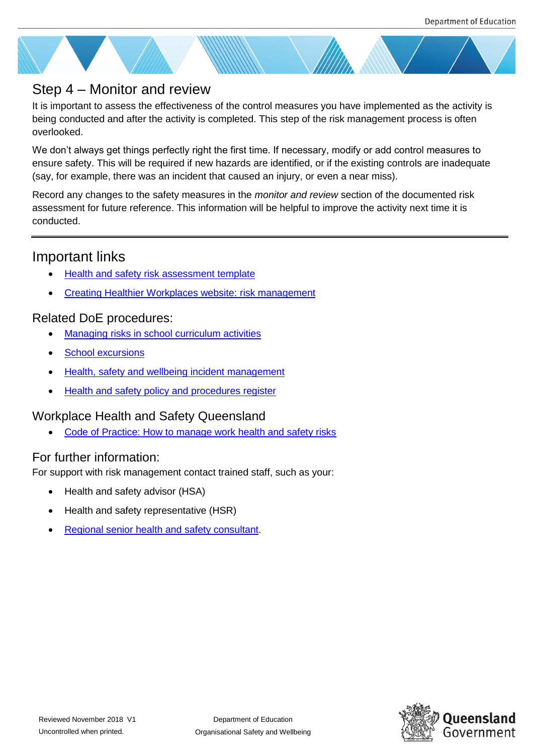## Step 4 – Monitor and review

It is important to assess the effectiveness of the control measures you have implemented as the activity is being conducted and after the activity is completed. This step of the risk management process is often overlooked.

We don't always get things perfectly right the first time. If necessary, modify or add control measures to ensure safety. This will be required if new hazards are identified, or if the existing controls are inadequate (say, for example, there was an incident that caused an injury, or even a near miss).

Record any changes to the safety measures in the *monitor and review* section of the documented risk assessment for future reference. This information will be helpful to improve the activity next time it is conducted.

---

## Important links

- Health and safety risk assessment template
- Creating Healthier Workplaces website: risk management

### Related DoE procedures:

- Managing risks in school curriculum activities
- School excursions
- Health, safety and wellbeing incident management
- Health and safety policy and procedures register

### Workplace Health and Safety Queensland

- Code of Practice: How to manage work health and safety risks

### For further information:

For support with risk management contact trained staff, such as your:

- Health and safety advisor (HSA)
- Health and safety representative (HSR)
- Regional senior health and safety consultant.

Reviewed November 2018 V1
Uncontrolled when printed.

Department of Education
Organisational Safety and Wellbeing